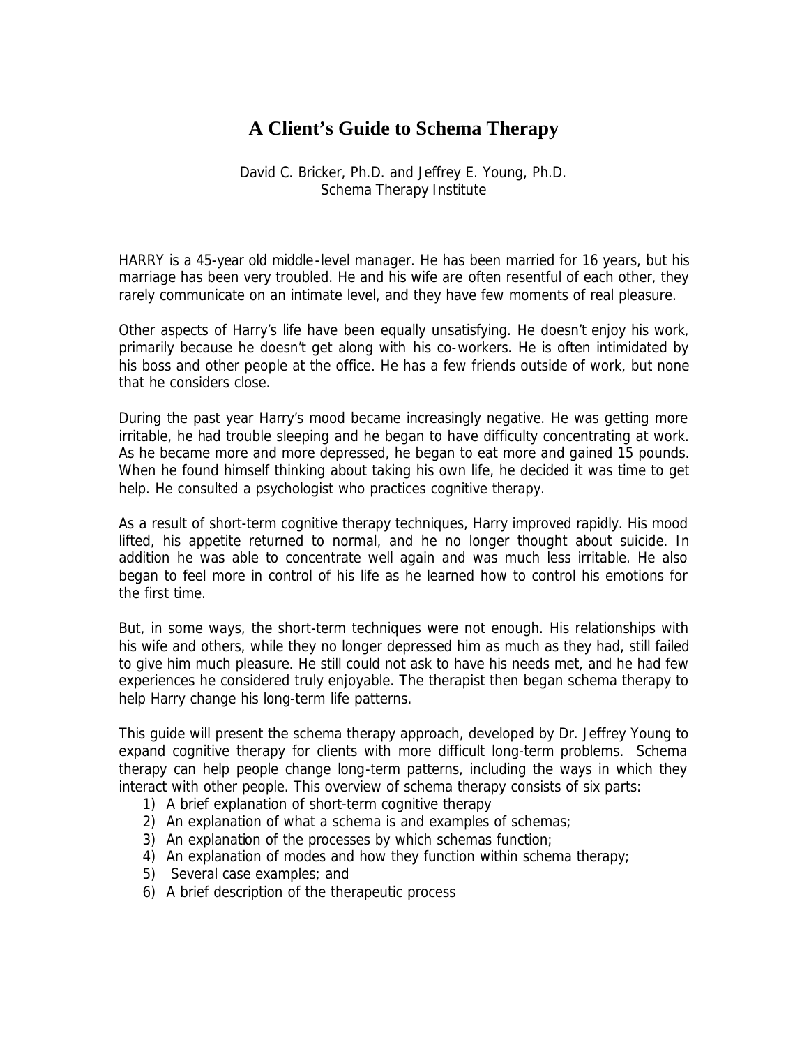# A Client's Guide to Schema Therapy

David C. Bricker, Ph.D. and Jeffrey E. Young, Ph.D.
Schema Therapy Institute

HARRY is a 45-year old middle-level manager. He has been married for 16 years, but his marriage has been very troubled. He and his wife are often resentful of each other, they rarely communicate on an intimate level, and they have few moments of real pleasure.

Other aspects of Harry's life have been equally unsatisfying. He doesn't enjoy his work, primarily because he doesn't get along with his co-workers. He is often intimidated by his boss and other people at the office. He has a few friends outside of work, but none that he considers close.

During the past year Harry's mood became increasingly negative. He was getting more irritable, he had trouble sleeping and he began to have difficulty concentrating at work. As he became more and more depressed, he began to eat more and gained 15 pounds. When he found himself thinking about taking his own life, he decided it was time to get help. He consulted a psychologist who practices cognitive therapy.

As a result of short-term cognitive therapy techniques, Harry improved rapidly. His mood lifted, his appetite returned to normal, and he no longer thought about suicide. In addition he was able to concentrate well again and was much less irritable. He also began to feel more in control of his life as he learned how to control his emotions for the first time.

But, in some ways, the short-term techniques were not enough. His relationships with his wife and others, while they no longer depressed him as much as they had, still failed to give him much pleasure. He still could not ask to have his needs met, and he had few experiences he considered truly enjoyable. The therapist then began schema therapy to help Harry change his long-term life patterns.

This guide will present the schema therapy approach, developed by Dr. Jeffrey Young to expand cognitive therapy for clients with more difficult long-term problems. Schema therapy can help people change long-term patterns, including the ways in which they interact with other people. This overview of schema therapy consists of six parts:

1) A brief explanation of short-term cognitive therapy
2) An explanation of what a schema is and examples of schemas;
3) An explanation of the processes by which schemas function;
4) An explanation of modes and how they function within schema therapy;
5) Several case examples; and
6) A brief description of the therapeutic process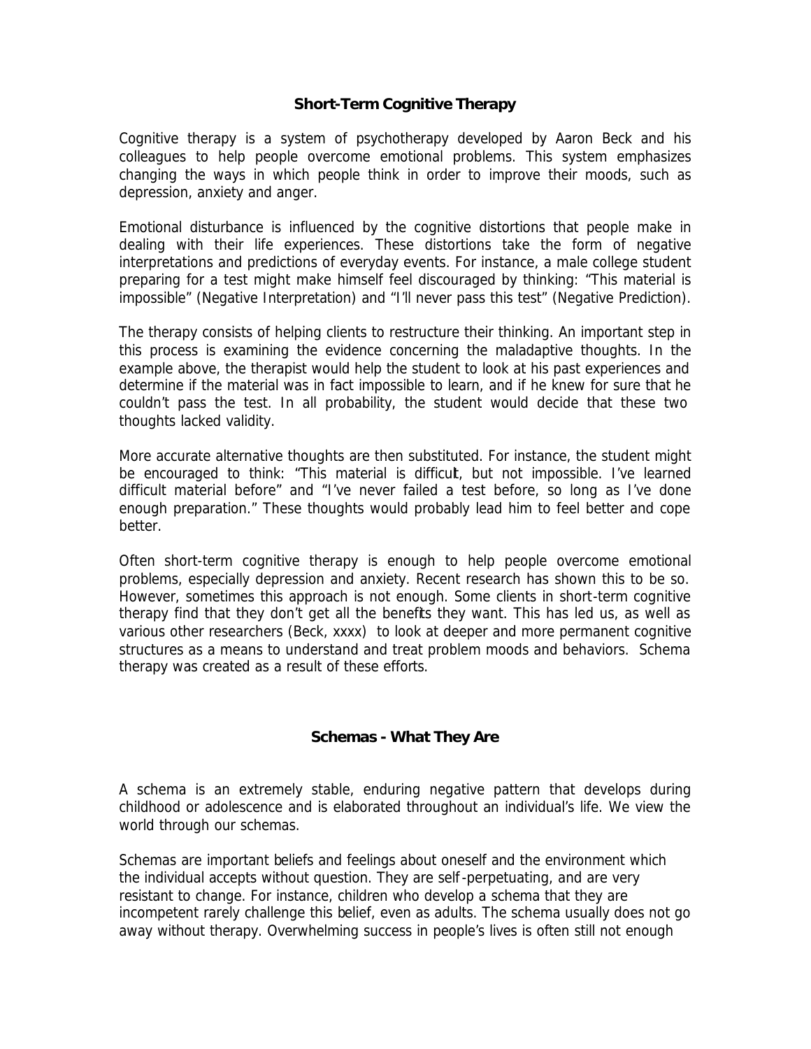## Short-Term Cognitive Therapy

Cognitive therapy is a system of psychotherapy developed by Aaron Beck and his colleagues to help people overcome emotional problems. This system emphasizes changing the ways in which people think in order to improve their moods, such as depression, anxiety and anger.

Emotional disturbance is influenced by the cognitive distortions that people make in dealing with their life experiences. These distortions take the form of negative interpretations and predictions of everyday events. For instance, a male college student preparing for a test might make himself feel discouraged by thinking: "This material is impossible" (Negative Interpretation) and "I'll never pass this test" (Negative Prediction).

The therapy consists of helping clients to restructure their thinking. An important step in this process is examining the evidence concerning the maladaptive thoughts. In the example above, the therapist would help the student to look at his past experiences and determine if the material was in fact impossible to learn, and if he knew for sure that he couldn't pass the test. In all probability, the student would decide that these two thoughts lacked validity.

More accurate alternative thoughts are then substituted. For instance, the student might be encouraged to think: "This material is difficult, but not impossible. I've learned difficult material before" and "I've never failed a test before, so long as I've done enough preparation." These thoughts would probably lead him to feel better and cope better.

Often short-term cognitive therapy is enough to help people overcome emotional problems, especially depression and anxiety. Recent research has shown this to be so. However, sometimes this approach is not enough. Some clients in short-term cognitive therapy find that they don't get all the benefits they want. This has led us, as well as various other researchers (Beck, xxxx) to look at deeper and more permanent cognitive structures as a means to understand and treat problem moods and behaviors. Schema therapy was created as a result of these efforts.

## Schemas - What They Are

A schema is an extremely stable, enduring negative pattern that develops during childhood or adolescence and is elaborated throughout an individual's life. We view the world through our schemas.

Schemas are important beliefs and feelings about oneself and the environment which the individual accepts without question. They are self-perpetuating, and are very resistant to change. For instance, children who develop a schema that they are incompetent rarely challenge this belief, even as adults. The schema usually does not go away without therapy. Overwhelming success in people's lives is often still not enough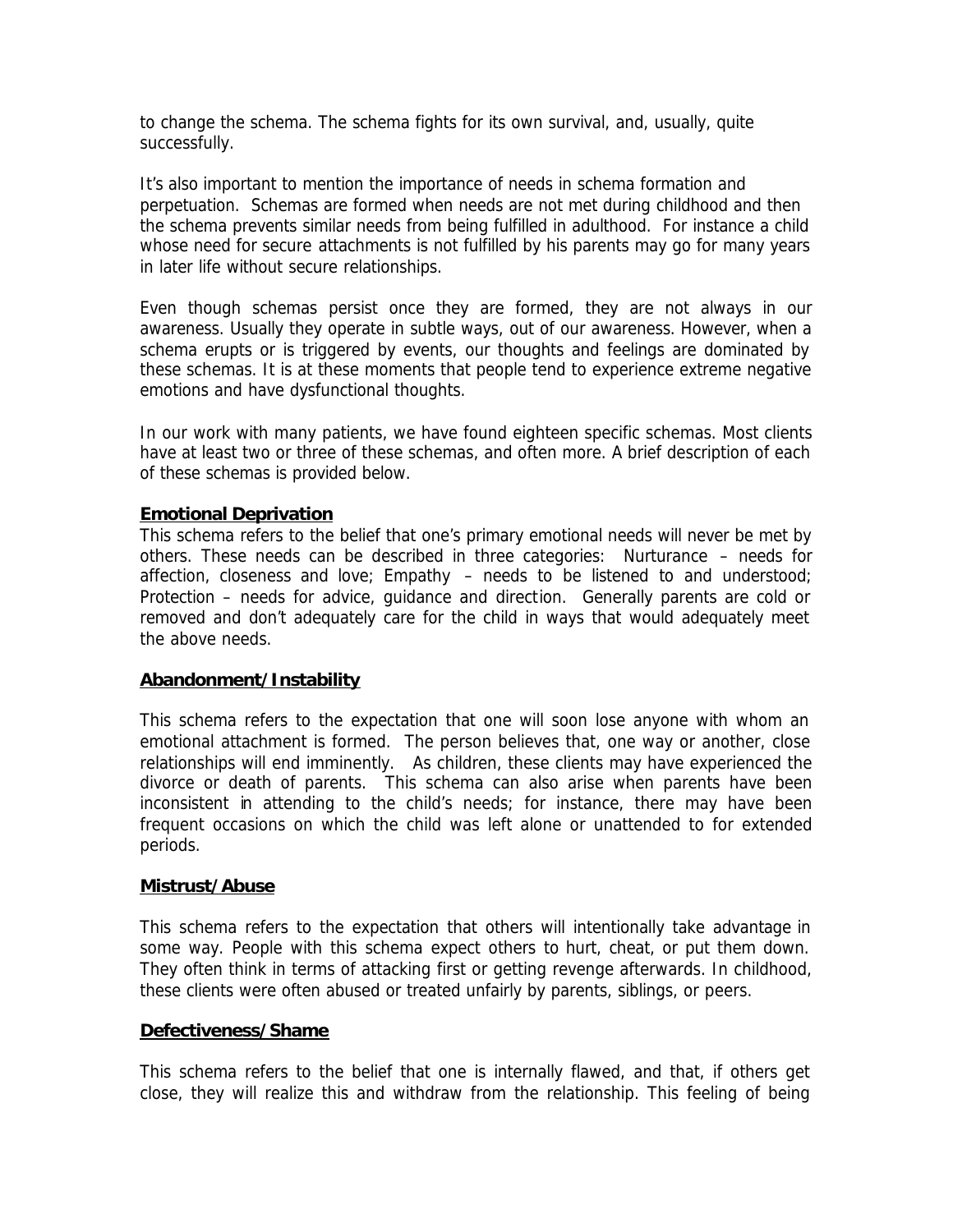to change the schema. The schema fights for its own survival, and, usually, quite successfully.

It's also important to mention the importance of needs in schema formation and perpetuation. Schemas are formed when needs are not met during childhood and then the schema prevents similar needs from being fulfilled in adulthood. For instance a child whose need for secure attachments is not fulfilled by his parents may go for many years in later life without secure relationships.

Even though schemas persist once they are formed, they are not always in our awareness. Usually they operate in subtle ways, out of our awareness. However, when a schema erupts or is triggered by events, our thoughts and feelings are dominated by these schemas. It is at these moments that people tend to experience extreme negative emotions and have dysfunctional thoughts.

In our work with many patients, we have found eighteen specific schemas. Most clients have at least two or three of these schemas, and often more. A brief description of each of these schemas is provided below.

### Emotional Deprivation

This schema refers to the belief that one's primary emotional needs will never be met by others. These needs can be described in three categories: Nurturance – needs for affection, closeness and love; Empathy – needs to be listened to and understood; Protection – needs for advice, guidance and direction. Generally parents are cold or removed and don't adequately care for the child in ways that would adequately meet the above needs.

### Abandonment/Instability

This schema refers to the expectation that one will soon lose anyone with whom an emotional attachment is formed. The person believes that, one way or another, close relationships will end imminently. As children, these clients may have experienced the divorce or death of parents. This schema can also arise when parents have been inconsistent in attending to the child's needs; for instance, there may have been frequent occasions on which the child was left alone or unattended to for extended periods.

### Mistrust/Abuse

This schema refers to the expectation that others will intentionally take advantage in some way. People with this schema expect others to hurt, cheat, or put them down. They often think in terms of attacking first or getting revenge afterwards. In childhood, these clients were often abused or treated unfairly by parents, siblings, or peers.

### Defectiveness/Shame

This schema refers to the belief that one is internally flawed, and that, if others get close, they will realize this and withdraw from the relationship. This feeling of being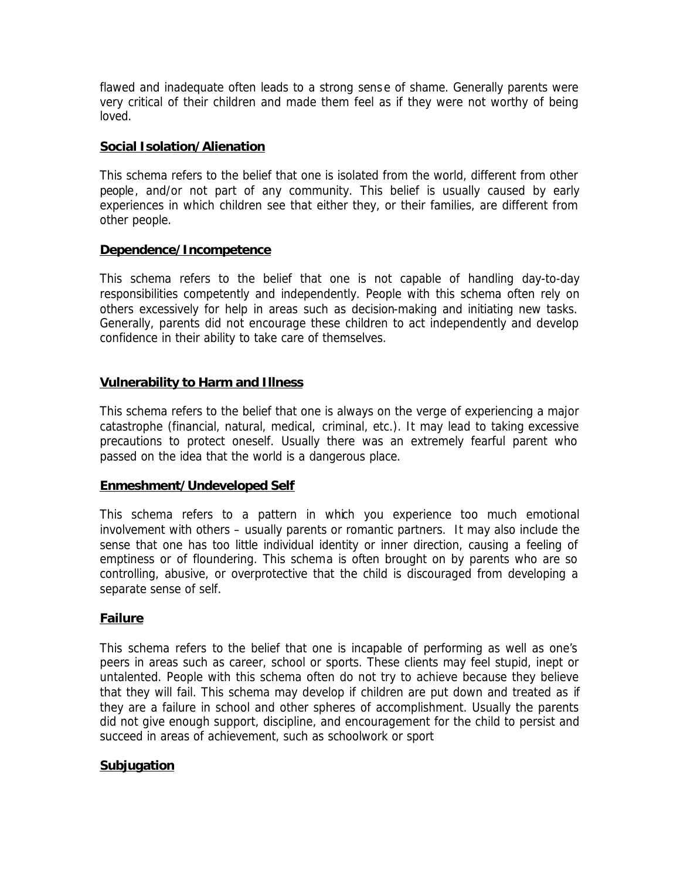flawed and inadequate often leads to a strong sense of shame. Generally parents were very critical of their children and made them feel as if they were not worthy of being loved.

**Social Isolation/Alienation**

This schema refers to the belief that one is isolated from the world, different from other people, and/or not part of any community. This belief is usually caused by early experiences in which children see that either they, or their families, are different from other people.

**Dependence/Incompetence**

This schema refers to the belief that one is not capable of handling day-to-day responsibilities competently and independently. People with this schema often rely on others excessively for help in areas such as decision-making and initiating new tasks. Generally, parents did not encourage these children to act independently and develop confidence in their ability to take care of themselves.

**Vulnerability to Harm and Illness**

This schema refers to the belief that one is always on the verge of experiencing a major catastrophe (financial, natural, medical, criminal, etc.). It may lead to taking excessive precautions to protect oneself. Usually there was an extremely fearful parent who passed on the idea that the world is a dangerous place.

**Enmeshment/Undeveloped Self**

This schema refers to a pattern in which you experience too much emotional involvement with others – usually parents or romantic partners. It may also include the sense that one has too little individual identity or inner direction, causing a feeling of emptiness or of floundering. This schema is often brought on by parents who are so controlling, abusive, or overprotective that the child is discouraged from developing a separate sense of self.

**Failure**

This schema refers to the belief that one is incapable of performing as well as one's peers in areas such as career, school or sports. These clients may feel stupid, inept or untalented. People with this schema often do not try to achieve because they believe that they will fail. This schema may develop if children are put down and treated as if they are a failure in school and other spheres of accomplishment. Usually the parents did not give enough support, discipline, and encouragement for the child to persist and succeed in areas of achievement, such as schoolwork or sport

**Subjugation**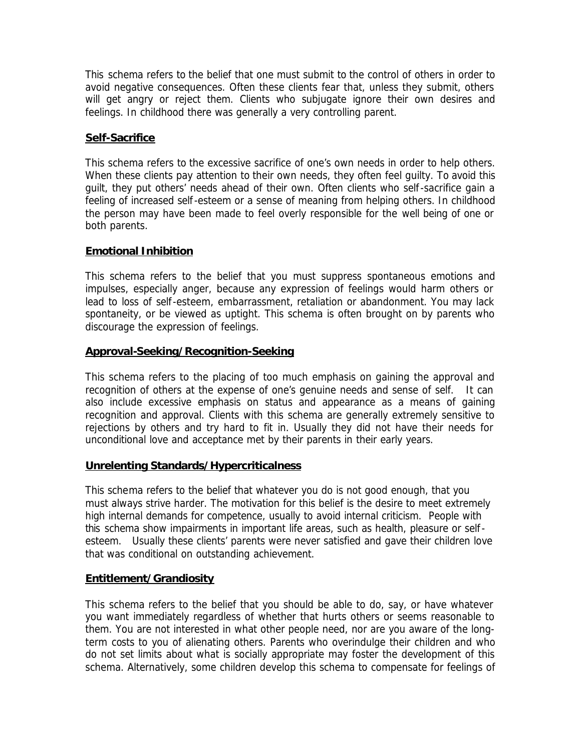This schema refers to the belief that one must submit to the control of others in order to avoid negative consequences. Often these clients fear that, unless they submit, others will get angry or reject them. Clients who subjugate ignore their own desires and feelings. In childhood there was generally a very controlling parent.

## **Self-Sacrifice**

This schema refers to the excessive sacrifice of one's own needs in order to help others. When these clients pay attention to their own needs, they often feel guilty. To avoid this guilt, they put others' needs ahead of their own. Often clients who self-sacrifice gain a feeling of increased self-esteem or a sense of meaning from helping others. In childhood the person may have been made to feel overly responsible for the well being of one or both parents.

## **Emotional Inhibition**

This schema refers to the belief that you must suppress spontaneous emotions and impulses, especially anger, because any expression of feelings would harm others or lead to loss of self-esteem, embarrassment, retaliation or abandonment. You may lack spontaneity, or be viewed as uptight. This schema is often brought on by parents who discourage the expression of feelings.

## **Approval-Seeking/Recognition-Seeking**

This schema refers to the placing of too much emphasis on gaining the approval and recognition of others at the expense of one's genuine needs and sense of self. It can also include excessive emphasis on status and appearance as a means of gaining recognition and approval. Clients with this schema are generally extremely sensitive to rejections by others and try hard to fit in. Usually they did not have their needs for unconditional love and acceptance met by their parents in their early years.

## **Unrelenting Standards/Hypercriticalness**

This schema refers to the belief that whatever you do is not good enough, that you must always strive harder. The motivation for this belief is the desire to meet extremely high internal demands for competence, usually to avoid internal criticism. People with this schema show impairments in important life areas, such as health, pleasure or self-esteem. Usually these clients' parents were never satisfied and gave their children love that was conditional on outstanding achievement.

## **Entitlement/Grandiosity**

This schema refers to the belief that you should be able to do, say, or have whatever you want immediately regardless of whether that hurts others or seems reasonable to them. You are not interested in what other people need, nor are you aware of the long-term costs to you of alienating others. Parents who overindulge their children and who do not set limits about what is socially appropriate may foster the development of this schema. Alternatively, some children develop this schema to compensate for feelings of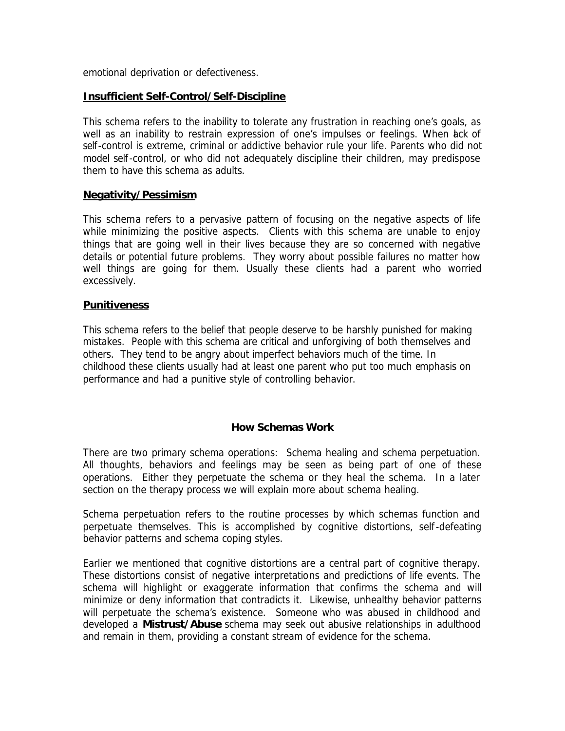emotional deprivation or defectiveness.

**Insufficient Self-Control/Self-Discipline**

This schema refers to the inability to tolerate any frustration in reaching one's goals, as well as an inability to restrain expression of one's impulses or feelings. When lack of self-control is extreme, criminal or addictive behavior rule your life. Parents who did not model self-control, or who did not adequately discipline their children, may predispose them to have this schema as adults.

**Negativity/Pessimism**

This schema refers to a pervasive pattern of focusing on the negative aspects of life while minimizing the positive aspects. Clients with this schema are unable to enjoy things that are going well in their lives because they are so concerned with negative details or potential future problems. They worry about possible failures no matter how well things are going for them. Usually these clients had a parent who worried excessively.

**Punitiveness**

This schema refers to the belief that people deserve to be harshly punished for making mistakes. People with this schema are critical and unforgiving of both themselves and others. They tend to be angry about imperfect behaviors much of the time. In childhood these clients usually had at least one parent who put too much emphasis on performance and had a punitive style of controlling behavior.

## How Schemas Work

There are two primary schema operations: Schema healing and schema perpetuation. All thoughts, behaviors and feelings may be seen as being part of one of these operations. Either they perpetuate the schema or they heal the schema. In a later section on the therapy process we will explain more about schema healing.

Schema perpetuation refers to the routine processes by which schemas function and perpetuate themselves. This is accomplished by cognitive distortions, self-defeating behavior patterns and schema coping styles.

Earlier we mentioned that cognitive distortions are a central part of cognitive therapy. These distortions consist of negative interpretations and predictions of life events. The schema will highlight or exaggerate information that confirms the schema and will minimize or deny information that contradicts it. Likewise, unhealthy behavior patterns will perpetuate the schema's existence. Someone who was abused in childhood and developed a **Mistrust/Abuse** schema may seek out abusive relationships in adulthood and remain in them, providing a constant stream of evidence for the schema.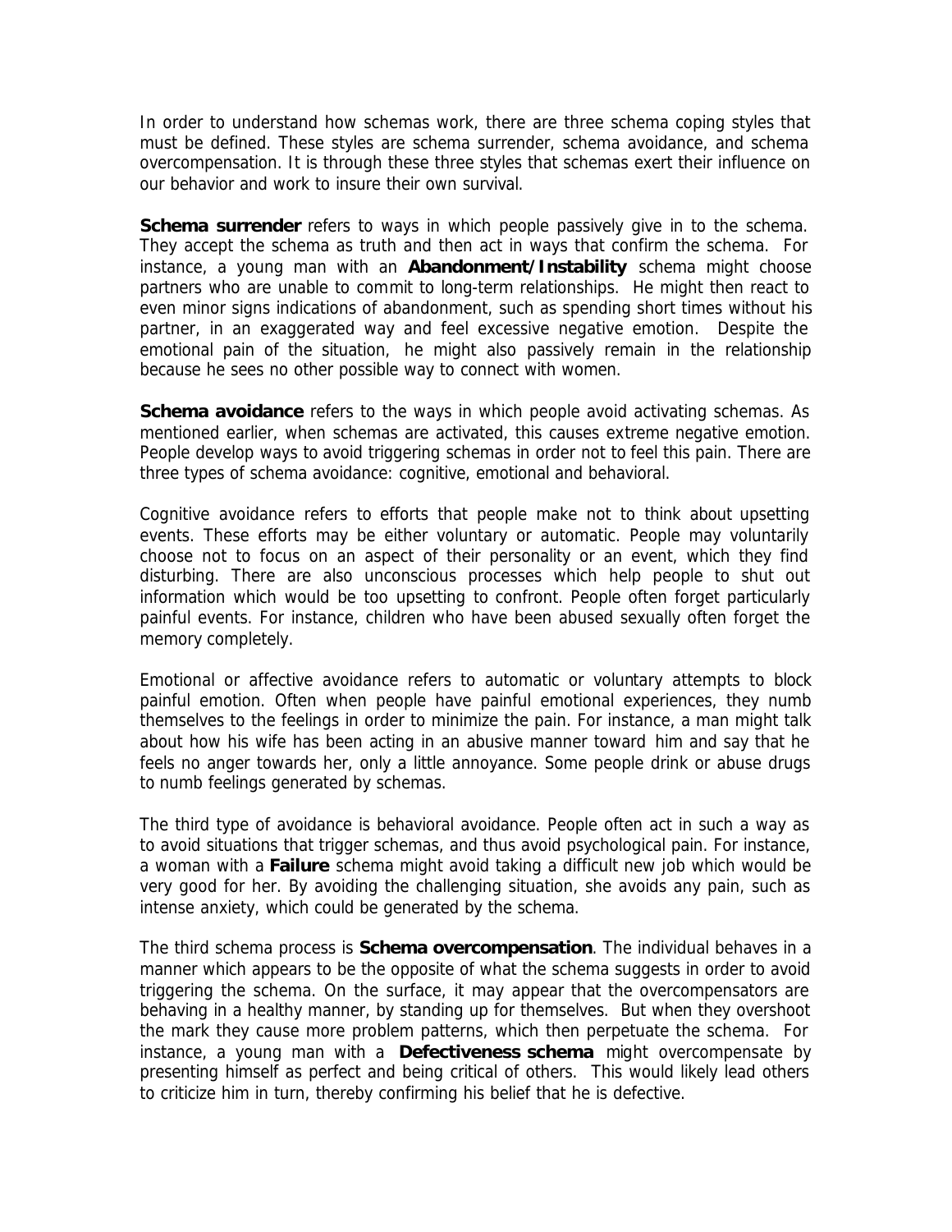In order to understand how schemas work, there are three schema coping styles that must be defined. These styles are schema surrender, schema avoidance, and schema overcompensation. It is through these three styles that schemas exert their influence on our behavior and work to insure their own survival.

**Schema surrender** refers to ways in which people passively give in to the schema. They accept the schema as truth and then act in ways that confirm the schema. For instance, a young man with an **Abandonment/Instability** schema might choose partners who are unable to commit to long-term relationships. He might then react to even minor signs indications of abandonment, such as spending short times without his partner, in an exaggerated way and feel excessive negative emotion. Despite the emotional pain of the situation, he might also passively remain in the relationship because he sees no other possible way to connect with women.

**Schema avoidance** refers to the ways in which people avoid activating schemas. As mentioned earlier, when schemas are activated, this causes extreme negative emotion. People develop ways to avoid triggering schemas in order not to feel this pain. There are three types of schema avoidance: cognitive, emotional and behavioral.

Cognitive avoidance refers to efforts that people make not to think about upsetting events. These efforts may be either voluntary or automatic. People may voluntarily choose not to focus on an aspect of their personality or an event, which they find disturbing. There are also unconscious processes which help people to shut out information which would be too upsetting to confront. People often forget particularly painful events. For instance, children who have been abused sexually often forget the memory completely.

Emotional or affective avoidance refers to automatic or voluntary attempts to block painful emotion. Often when people have painful emotional experiences, they numb themselves to the feelings in order to minimize the pain. For instance, a man might talk about how his wife has been acting in an abusive manner toward him and say that he feels no anger towards her, only a little annoyance. Some people drink or abuse drugs to numb feelings generated by schemas.

The third type of avoidance is behavioral avoidance. People often act in such a way as to avoid situations that trigger schemas, and thus avoid psychological pain. For instance, a woman with a **Failure** schema might avoid taking a difficult new job which would be very good for her. By avoiding the challenging situation, she avoids any pain, such as intense anxiety, which could be generated by the schema.

The third schema process is **Schema overcompensation**. The individual behaves in a manner which appears to be the opposite of what the schema suggests in order to avoid triggering the schema. On the surface, it may appear that the overcompensators are behaving in a healthy manner, by standing up for themselves. But when they overshoot the mark they cause more problem patterns, which then perpetuate the schema. For instance, a young man with a **Defectiveness schema** might overcompensate by presenting himself as perfect and being critical of others. This would likely lead others to criticize him in turn, thereby confirming his belief that he is defective.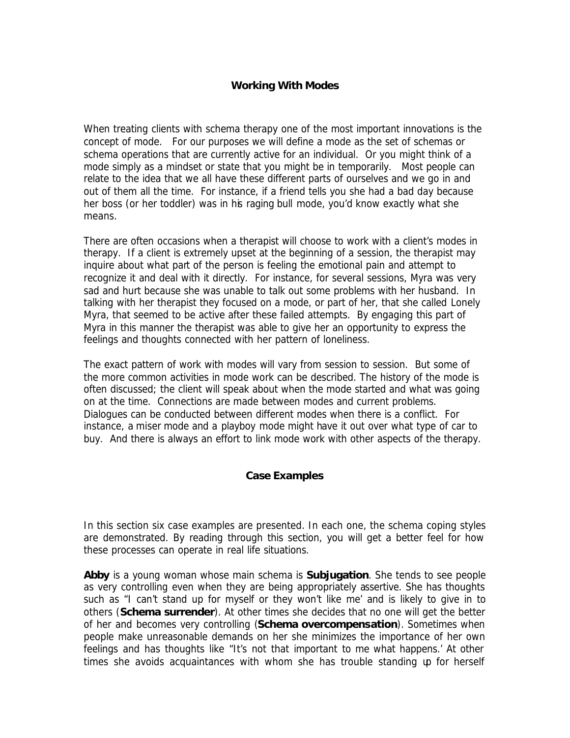## Working With Modes

When treating clients with schema therapy one of the most important innovations is the concept of mode. For our purposes we will define a mode as the set of schemas or schema operations that are currently active for an individual. Or you might think of a mode simply as a mindset or state that you might be in temporarily. Most people can relate to the idea that we all have these different parts of ourselves and we go in and out of them all the time. For instance, if a friend tells you she had a bad day because her boss (or her toddler) was in his raging bull mode, you'd know exactly what she means.

There are often occasions when a therapist will choose to work with a client's modes in therapy. If a client is extremely upset at the beginning of a session, the therapist may inquire about what part of the person is feeling the emotional pain and attempt to recognize it and deal with it directly. For instance, for several sessions, Myra was very sad and hurt because she was unable to talk out some problems with her husband. In talking with her therapist they focused on a mode, or part of her, that she called Lonely Myra, that seemed to be active after these failed attempts. By engaging this part of Myra in this manner the therapist was able to give her an opportunity to express the feelings and thoughts connected with her pattern of loneliness.

The exact pattern of work with modes will vary from session to session. But some of the more common activities in mode work can be described. The history of the mode is often discussed; the client will speak about when the mode started and what was going on at the time. Connections are made between modes and current problems. Dialogues can be conducted between different modes when there is a conflict. For instance, a miser mode and a playboy mode might have it out over what type of car to buy. And there is always an effort to link mode work with other aspects of the therapy.

## Case Examples

In this section six case examples are presented. In each one, the schema coping styles are demonstrated. By reading through this section, you will get a better feel for how these processes can operate in real life situations.

**Abby** is a young woman whose main schema is **Subjugation**. She tends to see people as very controlling even when they are being appropriately assertive. She has thoughts such as "I can't stand up for myself or they won't like me' and is likely to give in to others (**Schema surrender**). At other times she decides that no one will get the better of her and becomes very controlling (**Schema overcompensation**). Sometimes when people make unreasonable demands on her she minimizes the importance of her own feelings and has thoughts like "It's not that important to me what happens.' At other times she avoids acquaintances with whom she has trouble standing up for herself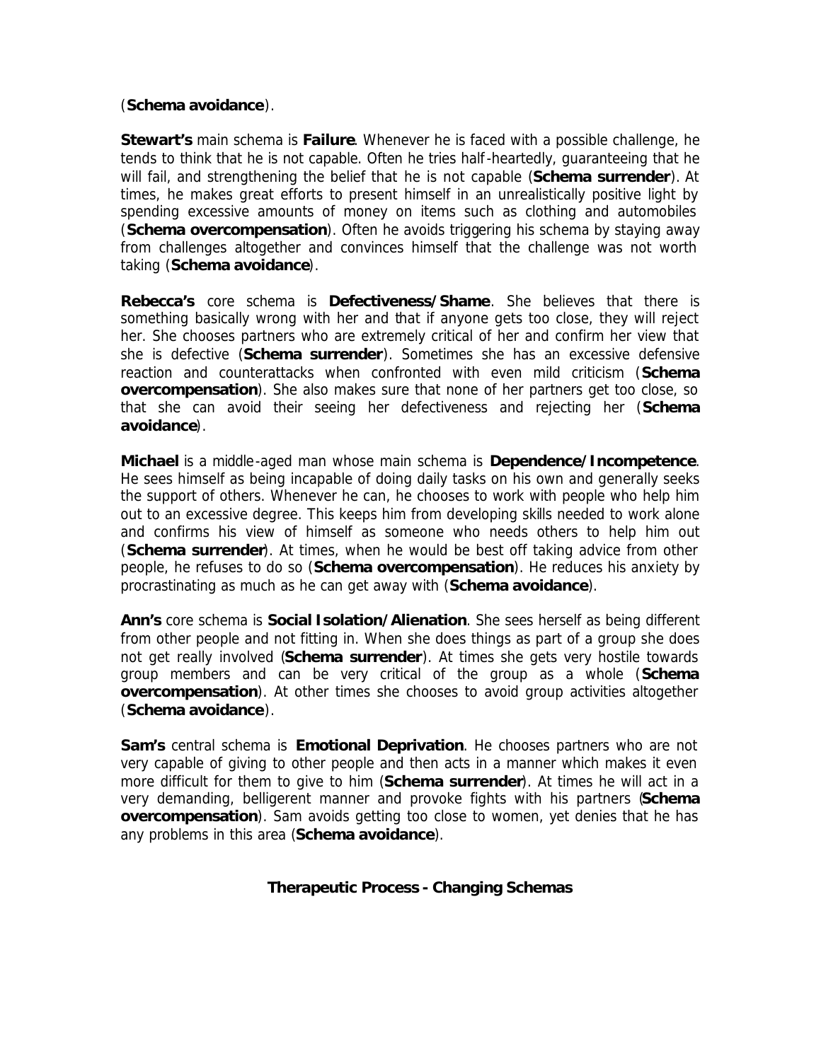(**Schema avoidance**).

**Stewart's** main schema is **Failure**. Whenever he is faced with a possible challenge, he tends to think that he is not capable. Often he tries half-heartedly, guaranteeing that he will fail, and strengthening the belief that he is not capable (**Schema surrender**). At times, he makes great efforts to present himself in an unrealistically positive light by spending excessive amounts of money on items such as clothing and automobiles (**Schema overcompensation**). Often he avoids triggering his schema by staying away from challenges altogether and convinces himself that the challenge was not worth taking (**Schema avoidance**).

**Rebecca's** core schema is **Defectiveness/Shame**. She believes that there is something basically wrong with her and that if anyone gets too close, they will reject her. She chooses partners who are extremely critical of her and confirm her view that she is defective (**Schema surrender**). Sometimes she has an excessive defensive reaction and counterattacks when confronted with even mild criticism (**Schema overcompensation**). She also makes sure that none of her partners get too close, so that she can avoid their seeing her defectiveness and rejecting her (**Schema avoidance**).

**Michael** is a middle-aged man whose main schema is **Dependence/Incompetence**. He sees himself as being incapable of doing daily tasks on his own and generally seeks the support of others. Whenever he can, he chooses to work with people who help him out to an excessive degree. This keeps him from developing skills needed to work alone and confirms his view of himself as someone who needs others to help him out (**Schema surrender**). At times, when he would be best off taking advice from other people, he refuses to do so (**Schema overcompensation**). He reduces his anxiety by procrastinating as much as he can get away with (**Schema avoidance**).

**Ann's** core schema is **Social Isolation/Alienation**. She sees herself as being different from other people and not fitting in. When she does things as part of a group she does not get really involved (**Schema surrender**). At times she gets very hostile towards group members and can be very critical of the group as a whole (**Schema overcompensation**). At other times she chooses to avoid group activities altogether (**Schema avoidance**).

**Sam's** central schema is **Emotional Deprivation**. He chooses partners who are not very capable of giving to other people and then acts in a manner which makes it even more difficult for them to give to him (**Schema surrender**). At times he will act in a very demanding, belligerent manner and provoke fights with his partners (**Schema overcompensation**). Sam avoids getting too close to women, yet denies that he has any problems in this area (**Schema avoidance**).

## Therapeutic Process - Changing Schemas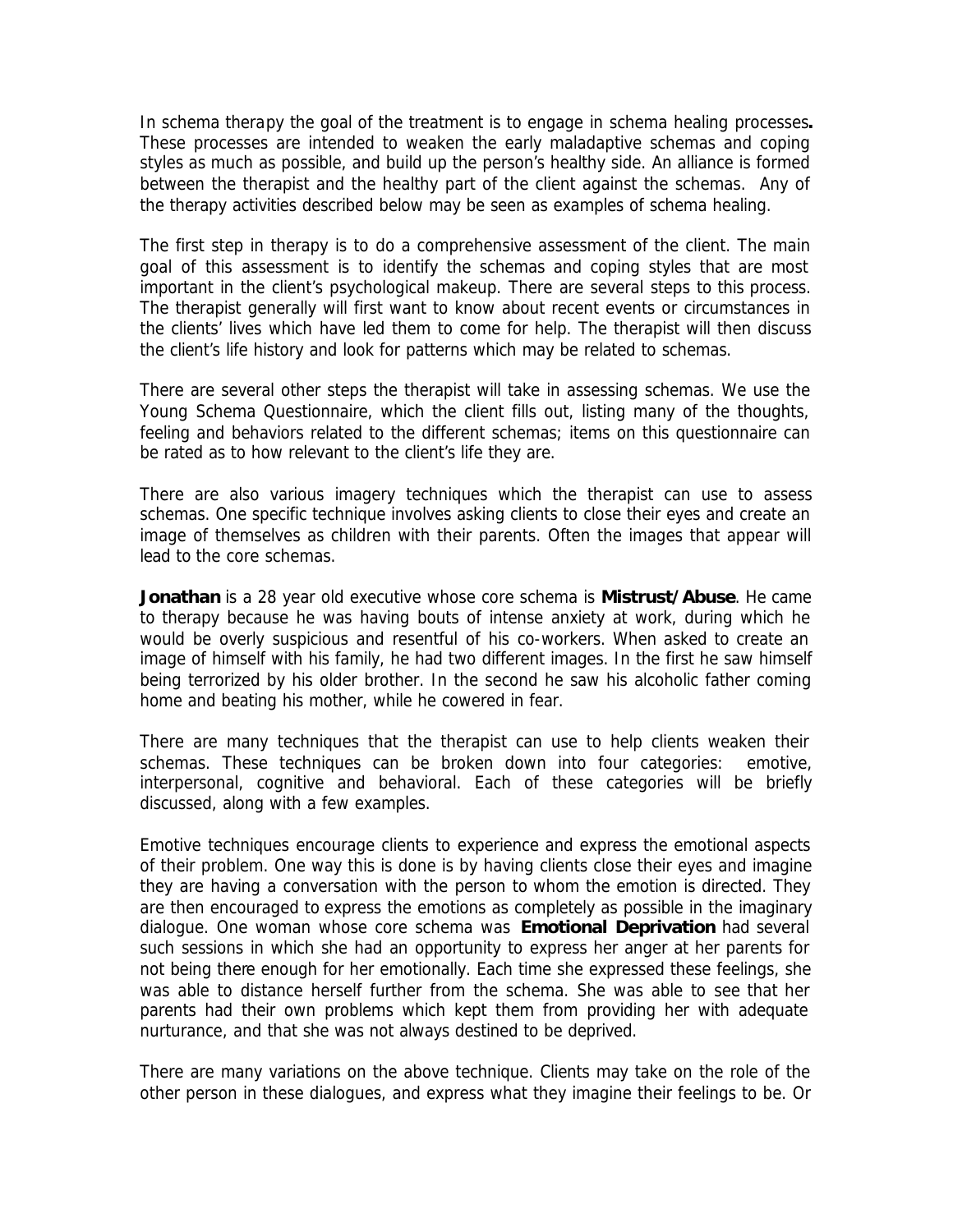In schema therapy the goal of the treatment is to engage in schema healing processes**.** These processes are intended to weaken the early maladaptive schemas and coping styles as much as possible, and build up the person's healthy side. An alliance is formed between the therapist and the healthy part of the client against the schemas. Any of the therapy activities described below may be seen as examples of schema healing.

The first step in therapy is to do a comprehensive assessment of the client. The main goal of this assessment is to identify the schemas and coping styles that are most important in the client's psychological makeup. There are several steps to this process. The therapist generally will first want to know about recent events or circumstances in the clients' lives which have led them to come for help. The therapist will then discuss the client's life history and look for patterns which may be related to schemas.

There are several other steps the therapist will take in assessing schemas. We use the Young Schema Questionnaire, which the client fills out, listing many of the thoughts, feeling and behaviors related to the different schemas; items on this questionnaire can be rated as to how relevant to the client's life they are.

There are also various imagery techniques which the therapist can use to assess schemas. One specific technique involves asking clients to close their eyes and create an image of themselves as children with their parents. Often the images that appear will lead to the core schemas.

**Jonathan** is a 28 year old executive whose core schema is **Mistrust/Abuse**. He came to therapy because he was having bouts of intense anxiety at work, during which he would be overly suspicious and resentful of his co-workers. When asked to create an image of himself with his family, he had two different images. In the first he saw himself being terrorized by his older brother. In the second he saw his alcoholic father coming home and beating his mother, while he cowered in fear.

There are many techniques that the therapist can use to help clients weaken their schemas. These techniques can be broken down into four categories: emotive, interpersonal, cognitive and behavioral. Each of these categories will be briefly discussed, along with a few examples.

Emotive techniques encourage clients to experience and express the emotional aspects of their problem. One way this is done is by having clients close their eyes and imagine they are having a conversation with the person to whom the emotion is directed. They are then encouraged to express the emotions as completely as possible in the imaginary dialogue. One woman whose core schema was **Emotional Deprivation** had several such sessions in which she had an opportunity to express her anger at her parents for not being there enough for her emotionally. Each time she expressed these feelings, she was able to distance herself further from the schema. She was able to see that her parents had their own problems which kept them from providing her with adequate nurturance, and that she was not always destined to be deprived.

There are many variations on the above technique. Clients may take on the role of the other person in these dialogues, and express what they imagine their feelings to be. Or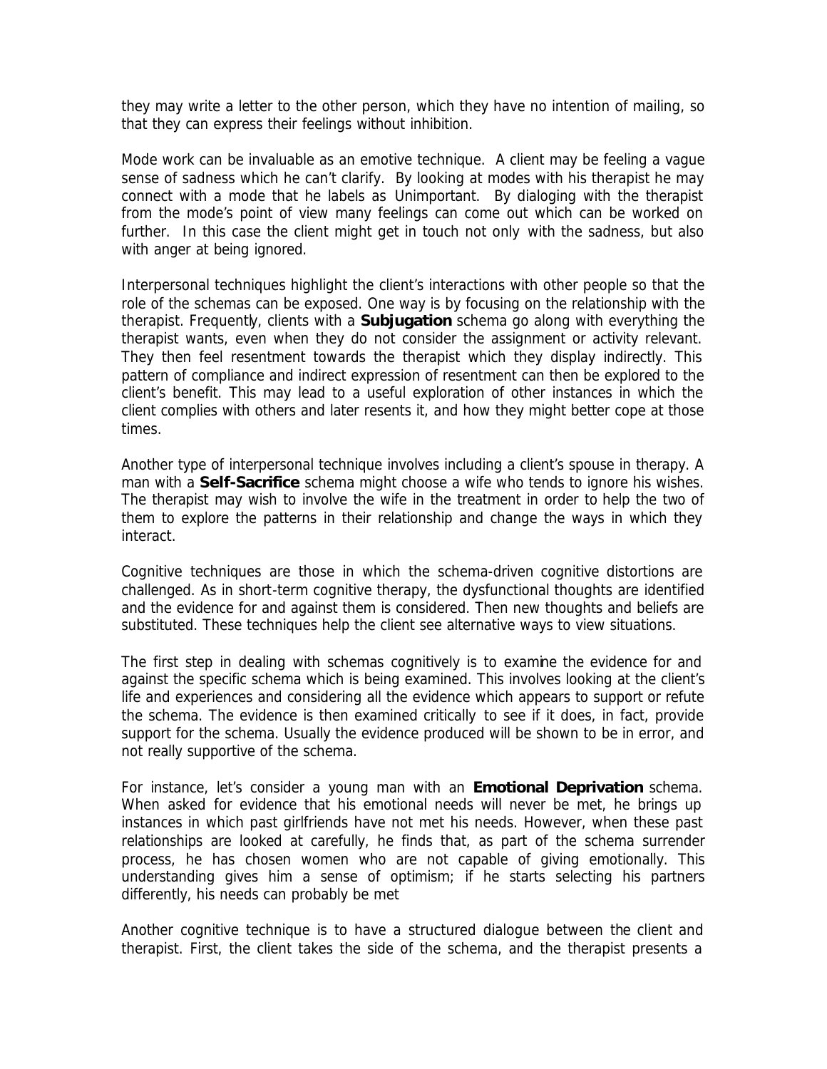they may write a letter to the other person, which they have no intention of mailing, so that they can express their feelings without inhibition.

Mode work can be invaluable as an emotive technique. A client may be feeling a vague sense of sadness which he can't clarify. By looking at modes with his therapist he may connect with a mode that he labels as Unimportant. By dialoging with the therapist from the mode's point of view many feelings can come out which can be worked on further. In this case the client might get in touch not only with the sadness, but also with anger at being ignored.

Interpersonal techniques highlight the client's interactions with other people so that the role of the schemas can be exposed. One way is by focusing on the relationship with the therapist. Frequently, clients with a **Subjugation** schema go along with everything the therapist wants, even when they do not consider the assignment or activity relevant. They then feel resentment towards the therapist which they display indirectly. This pattern of compliance and indirect expression of resentment can then be explored to the client's benefit. This may lead to a useful exploration of other instances in which the client complies with others and later resents it, and how they might better cope at those times.

Another type of interpersonal technique involves including a client's spouse in therapy. A man with a **Self-Sacrifice** schema might choose a wife who tends to ignore his wishes. The therapist may wish to involve the wife in the treatment in order to help the two of them to explore the patterns in their relationship and change the ways in which they interact.

Cognitive techniques are those in which the schema-driven cognitive distortions are challenged. As in short-term cognitive therapy, the dysfunctional thoughts are identified and the evidence for and against them is considered. Then new thoughts and beliefs are substituted. These techniques help the client see alternative ways to view situations.

The first step in dealing with schemas cognitively is to examine the evidence for and against the specific schema which is being examined. This involves looking at the client's life and experiences and considering all the evidence which appears to support or refute the schema. The evidence is then examined critically to see if it does, in fact, provide support for the schema. Usually the evidence produced will be shown to be in error, and not really supportive of the schema.

For instance, let's consider a young man with an **Emotional Deprivation** schema. When asked for evidence that his emotional needs will never be met, he brings up instances in which past girlfriends have not met his needs. However, when these past relationships are looked at carefully, he finds that, as part of the schema surrender process, he has chosen women who are not capable of giving emotionally. This understanding gives him a sense of optimism; if he starts selecting his partners differently, his needs can probably be met

Another cognitive technique is to have a structured dialogue between the client and therapist. First, the client takes the side of the schema, and the therapist presents a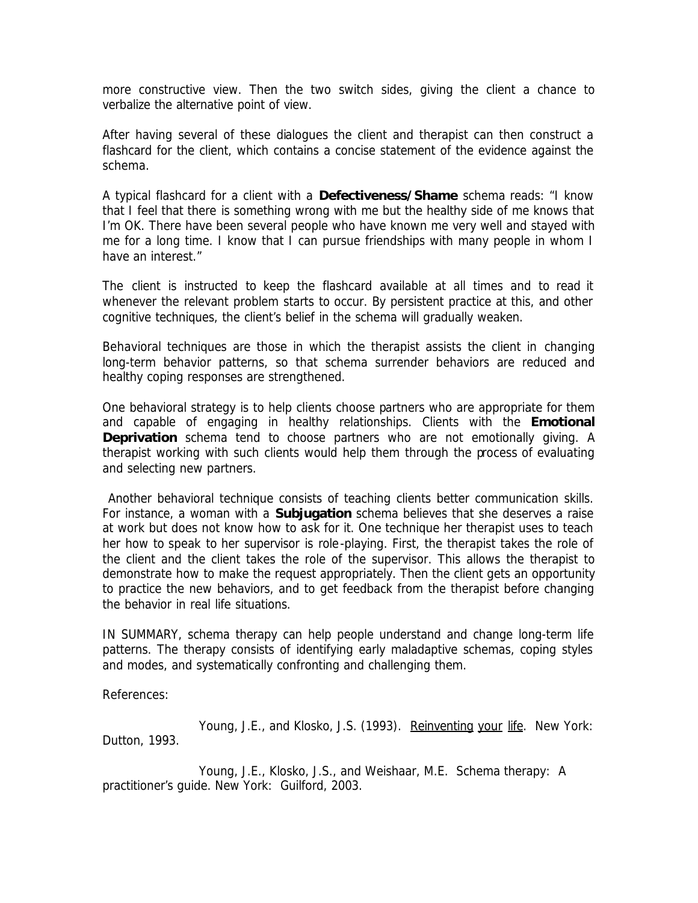more constructive view. Then the two switch sides, giving the client a chance to verbalize the alternative point of view.

After having several of these dialogues the client and therapist can then construct a flashcard for the client, which contains a concise statement of the evidence against the schema.

A typical flashcard for a client with a **Defectiveness/Shame** schema reads: "I know that I feel that there is something wrong with me but the healthy side of me knows that I'm OK. There have been several people who have known me very well and stayed with me for a long time. I know that I can pursue friendships with many people in whom I have an interest."

The client is instructed to keep the flashcard available at all times and to read it whenever the relevant problem starts to occur. By persistent practice at this, and other cognitive techniques, the client's belief in the schema will gradually weaken.

Behavioral techniques are those in which the therapist assists the client in changing long-term behavior patterns, so that schema surrender behaviors are reduced and healthy coping responses are strengthened.

One behavioral strategy is to help clients choose partners who are appropriate for them and capable of engaging in healthy relationships. Clients with the **Emotional Deprivation** schema tend to choose partners who are not emotionally giving. A therapist working with such clients would help them through the process of evaluating and selecting new partners.

Another behavioral technique consists of teaching clients better communication skills. For instance, a woman with a **Subjugation** schema believes that she deserves a raise at work but does not know how to ask for it. One technique her therapist uses to teach her how to speak to her supervisor is role-playing. First, the therapist takes the role of the client and the client takes the role of the supervisor. This allows the therapist to demonstrate how to make the request appropriately. Then the client gets an opportunity to practice the new behaviors, and to get feedback from the therapist before changing the behavior in real life situations.

IN SUMMARY, schema therapy can help people understand and change long-term life patterns. The therapy consists of identifying early maladaptive schemas, coping styles and modes, and systematically confronting and challenging them.

References:

Young, J.E., and Klosko, J.S. (1993). Reinventing your life. New York: Dutton, 1993.

Young, J.E., Klosko, J.S., and Weishaar, M.E. Schema therapy: A practitioner's guide. New York: Guilford, 2003.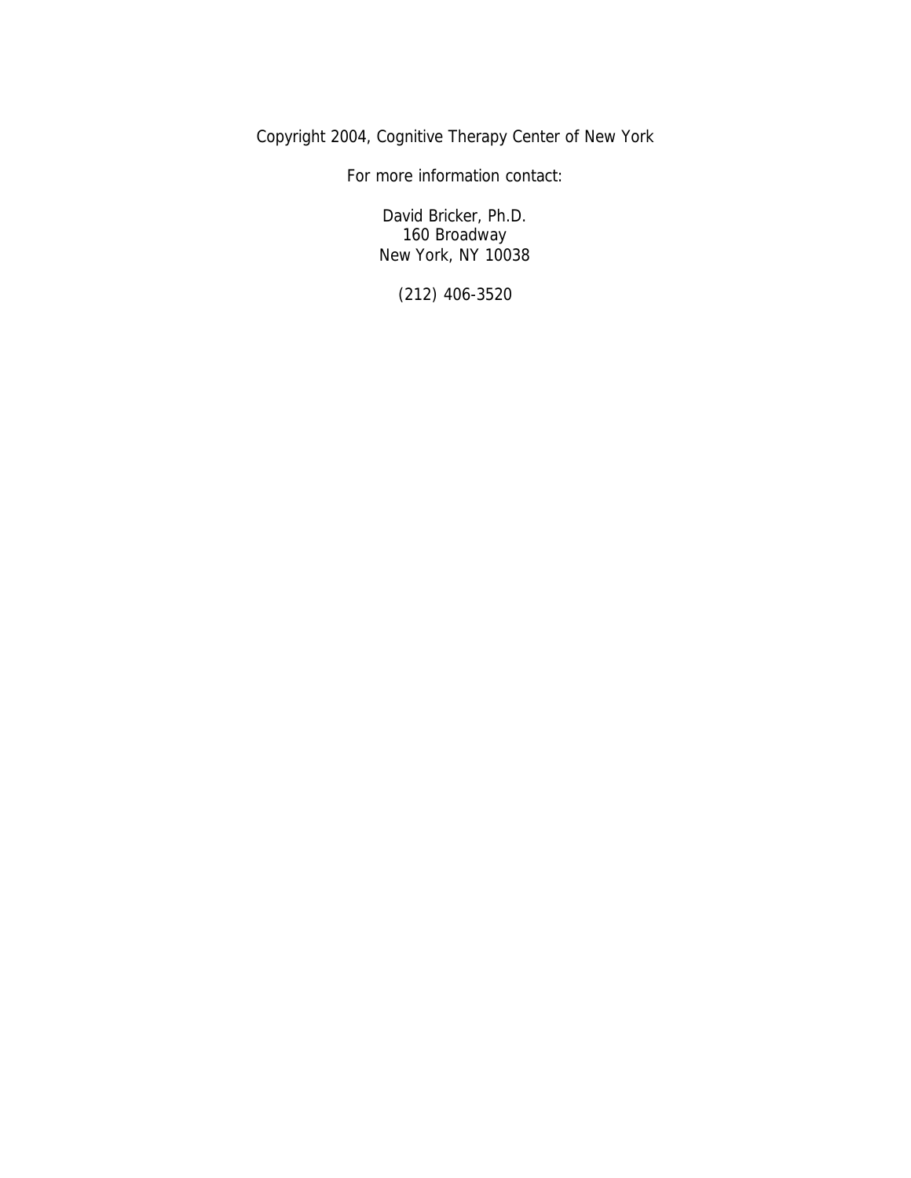Copyright 2004, Cognitive Therapy Center of New York

For more information contact:

David Bricker, Ph.D.
160 Broadway
New York, NY 10038

(212) 406-3520